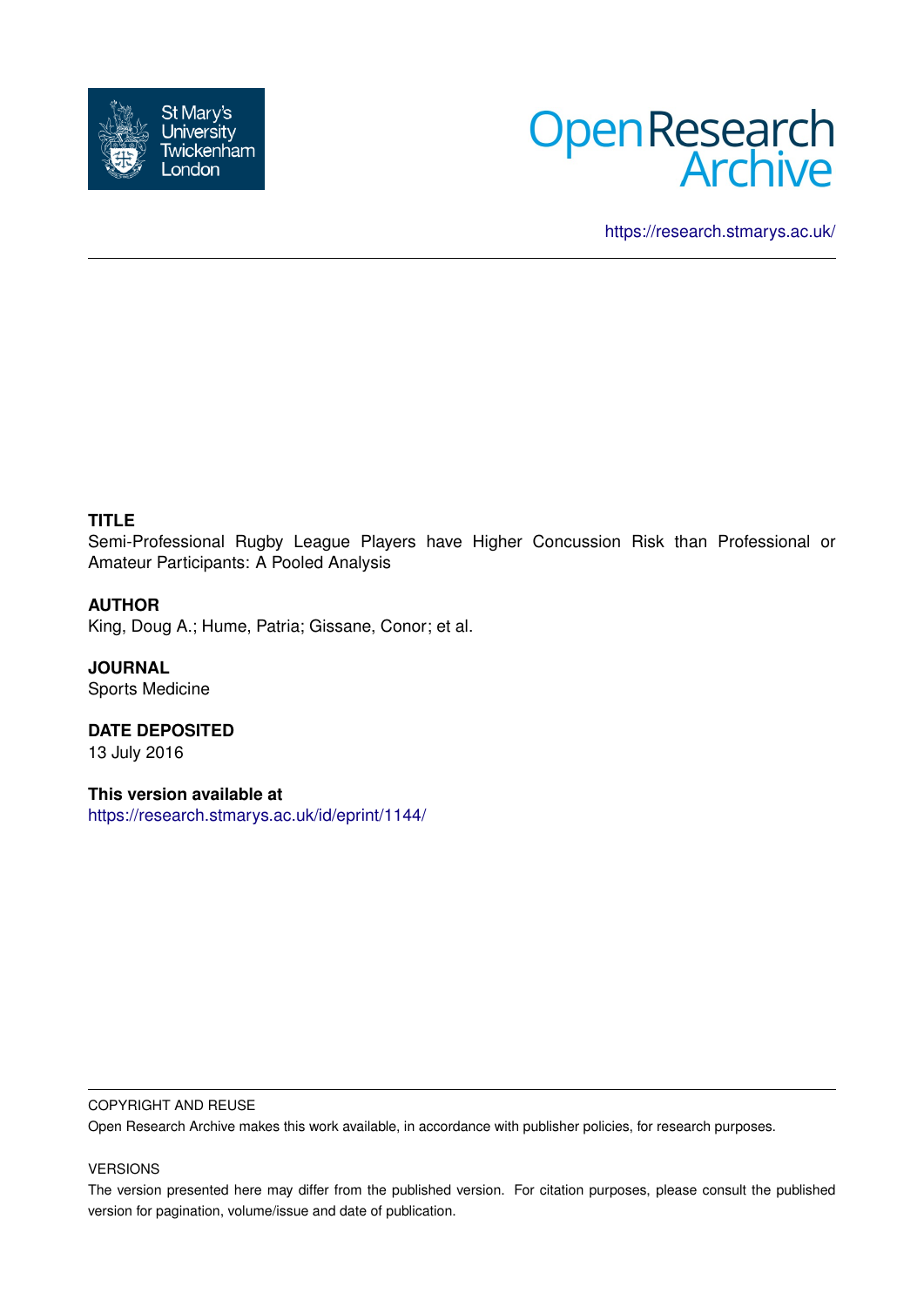St Mary's University Twickenham London

Open Research Archive

https://research.stmarys.ac.uk/

**TITLE**

Semi-Professional Rugby League Players have Higher Concussion Risk than Professional or Amateur Participants: A Pooled Analysis

**AUTHOR**

King, Doug A.; Hume, Patria; Gissane, Conor; et al.

**JOURNAL**

Sports Medicine

**DATE DEPOSITED**

13 July 2016

**This version available at**

https://research.stmarys.ac.uk/id/eprint/1144/

COPYRIGHT AND REUSE

Open Research Archive makes this work available, in accordance with publisher policies, for research purposes.

VERSIONS

The version presented here may differ from the published version. For citation purposes, please consult the published version for pagination, volume/issue and date of publication.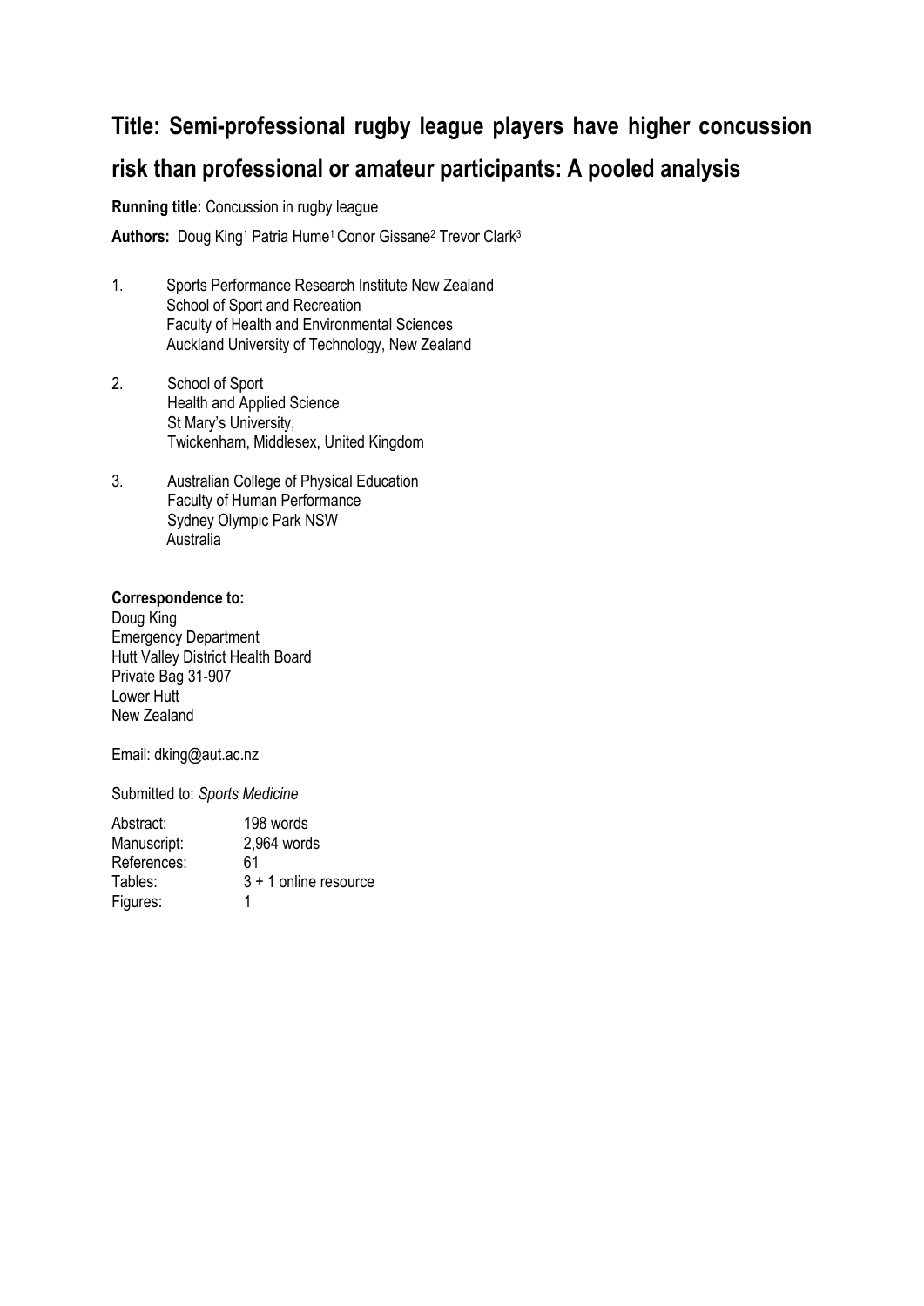# Title: Semi-professional rugby league players have higher concussion risk than professional or amateur participants: A pooled analysis

**Running title:** Concussion in rugby league

**Authors:** Doug King[1] Patria Hume[1] Conor Gissane[2] Trevor Clark[3]

1. Sports Performance Research Institute New Zealand
   School of Sport and Recreation
   Faculty of Health and Environmental Sciences
   Auckland University of Technology, New Zealand

2. School of Sport
   Health and Applied Science
   St Mary's University,
   Twickenham, Middlesex, United Kingdom

3. Australian College of Physical Education
   Faculty of Human Performance
   Sydney Olympic Park NSW
   Australia

**Correspondence to:**
Doug King
Emergency Department
Hutt Valley District Health Board
Private Bag 31-907
Lower Hutt
New Zealand

Email: dking@aut.ac.nz

Submitted to: *Sports Medicine*

| | |
|---|---|
| Abstract: | 198 words |
| Manuscript: | 2,964 words |
| References: | 61 |
| Tables: | 3 + 1 online resource |
| Figures: | 1 |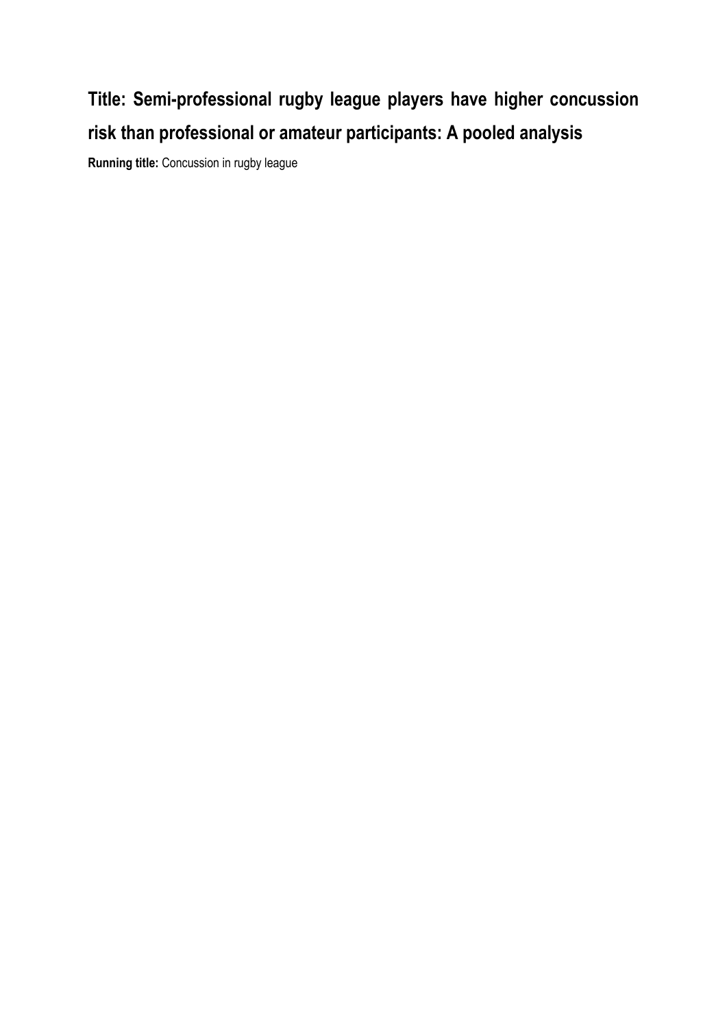# Title: Semi-professional rugby league players have higher concussion risk than professional or amateur participants: A pooled analysis

**Running title:** Concussion in rugby league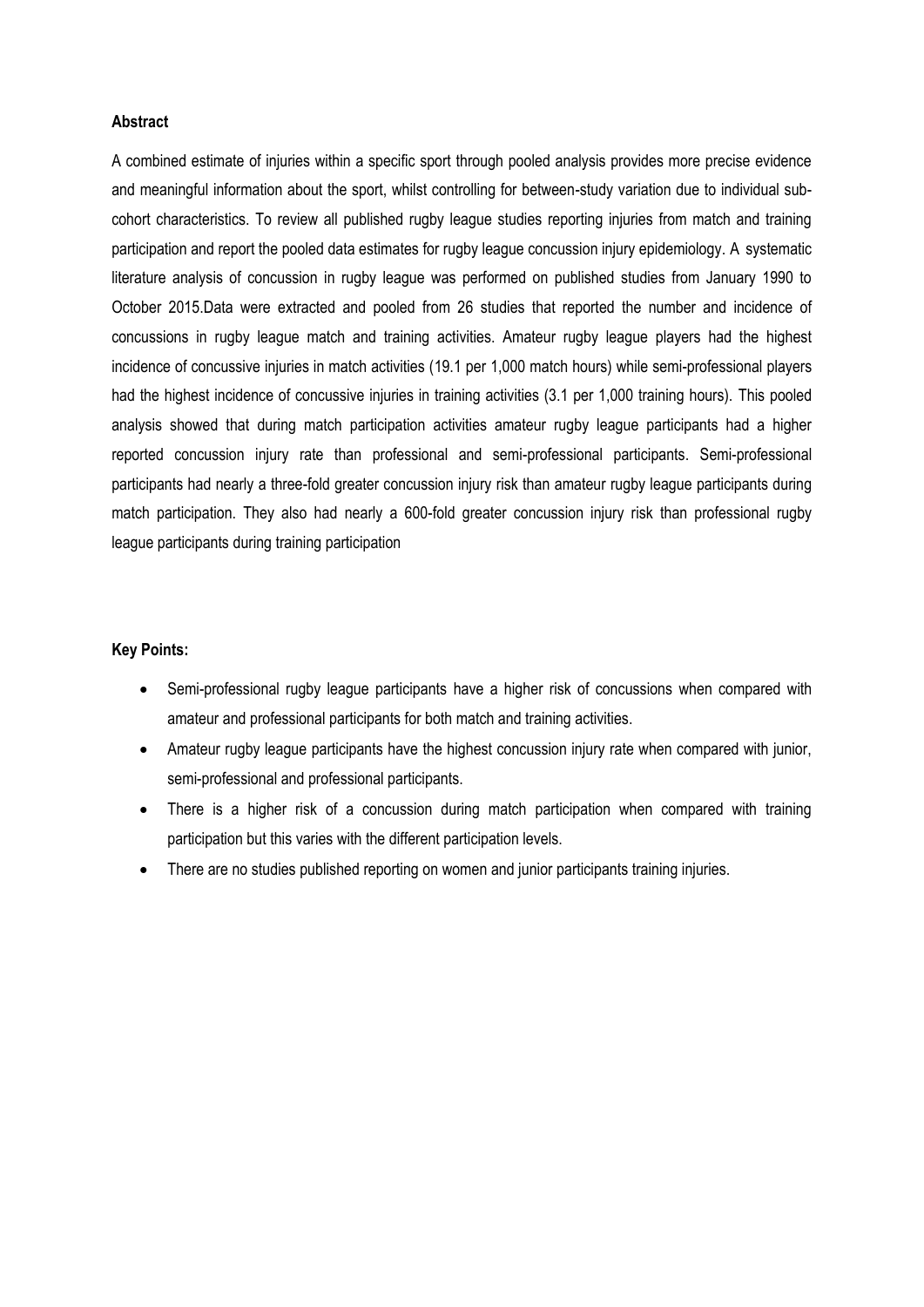**Abstract**

A combined estimate of injuries within a specific sport through pooled analysis provides more precise evidence and meaningful information about the sport, whilst controlling for between-study variation due to individual sub-cohort characteristics. To review all published rugby league studies reporting injuries from match and training participation and report the pooled data estimates for rugby league concussion injury epidemiology. A systematic literature analysis of concussion in rugby league was performed on published studies from January 1990 to October 2015.Data were extracted and pooled from 26 studies that reported the number and incidence of concussions in rugby league match and training activities. Amateur rugby league players had the highest incidence of concussive injuries in match activities (19.1 per 1,000 match hours) while semi-professional players had the highest incidence of concussive injuries in training activities (3.1 per 1,000 training hours). This pooled analysis showed that during match participation activities amateur rugby league participants had a higher reported concussion injury rate than professional and semi-professional participants. Semi-professional participants had nearly a three-fold greater concussion injury risk than amateur rugby league participants during match participation. They also had nearly a 600-fold greater concussion injury risk than professional rugby league participants during training participation

**Key Points:**

- Semi-professional rugby league participants have a higher risk of concussions when compared with amateur and professional participants for both match and training activities.
- Amateur rugby league participants have the highest concussion injury rate when compared with junior, semi-professional and professional participants.
- There is a higher risk of a concussion during match participation when compared with training participation but this varies with the different participation levels.
- There are no studies published reporting on women and junior participants training injuries.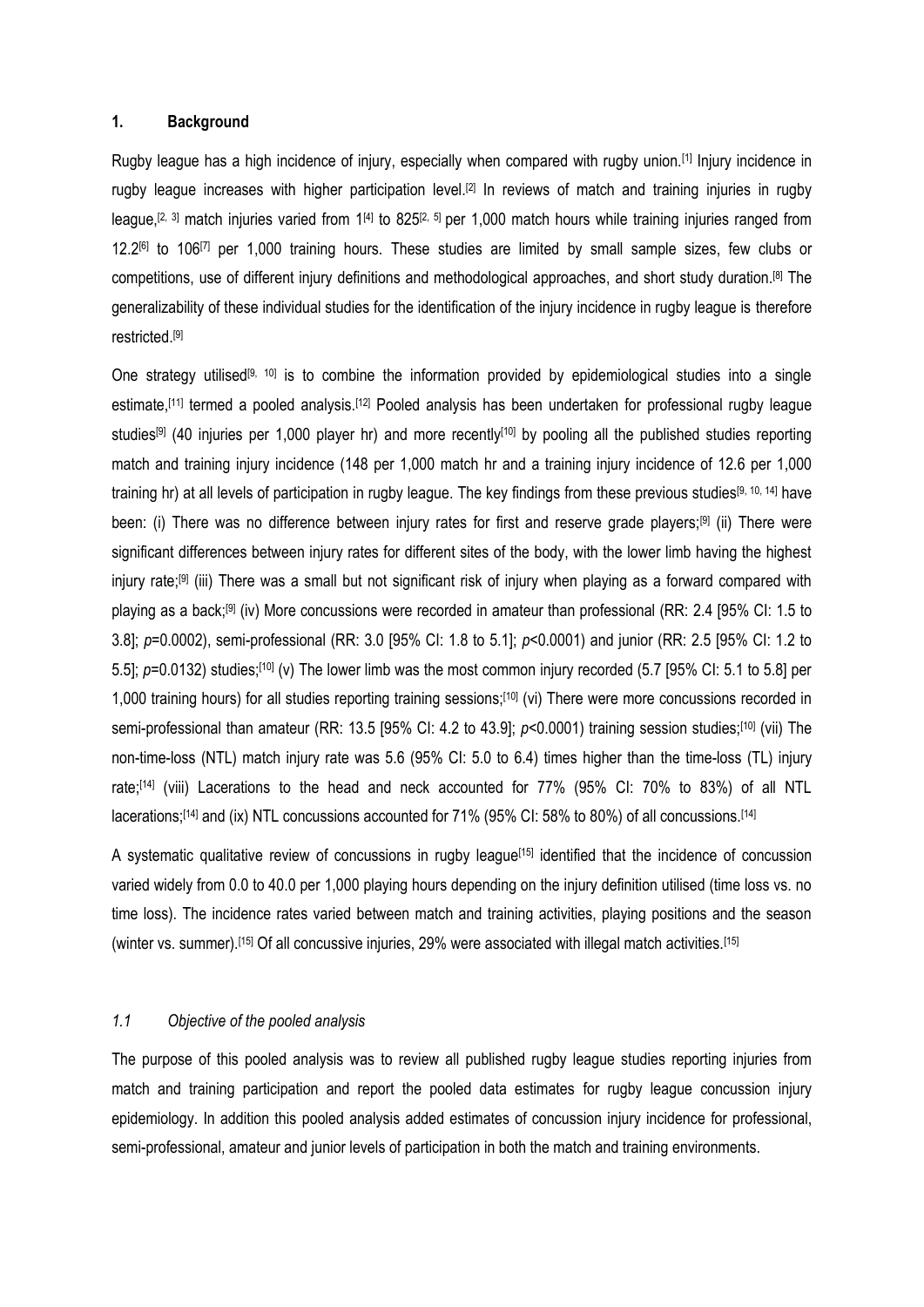## 1. Background

Rugby league has a high incidence of injury, especially when compared with rugby union.[1] Injury incidence in rugby league increases with higher participation level.[2] In reviews of match and training injuries in rugby league,[2, 3] match injuries varied from 1[4] to 825[2, 5] per 1,000 match hours while training injuries ranged from 12.2[6] to 106[7] per 1,000 training hours. These studies are limited by small sample sizes, few clubs or competitions, use of different injury definitions and methodological approaches, and short study duration.[8] The generalizability of these individual studies for the identification of the injury incidence in rugby league is therefore restricted.[9]

One strategy utilised[9, 10] is to combine the information provided by epidemiological studies into a single estimate,[11] termed a pooled analysis.[12] Pooled analysis has been undertaken for professional rugby league studies[9] (40 injuries per 1,000 player hr) and more recently[10] by pooling all the published studies reporting match and training injury incidence (148 per 1,000 match hr and a training injury incidence of 12.6 per 1,000 training hr) at all levels of participation in rugby league. The key findings from these previous studies[9, 10, 14] have been: (i) There was no difference between injury rates for first and reserve grade players;[9] (ii) There were significant differences between injury rates for different sites of the body, with the lower limb having the highest injury rate;[9] (iii) There was a small but not significant risk of injury when playing as a forward compared with playing as a back;[9] (iv) More concussions were recorded in amateur than professional (RR: 2.4 [95% CI: 1.5 to 3.8]; $p$=0.0002), semi-professional (RR: 3.0 [95% CI: 1.8 to 5.1]; $p$<0.0001) and junior (RR: 2.5 [95% CI: 1.2 to 5.5]; $p$=0.0132) studies;[10] (v) The lower limb was the most common injury recorded (5.7 [95% CI: 5.1 to 5.8] per 1,000 training hours) for all studies reporting training sessions;[10] (vi) There were more concussions recorded in semi-professional than amateur (RR: 13.5 [95% CI: 4.2 to 43.9]; $p$<0.0001) training session studies;[10] (vii) The non-time-loss (NTL) match injury rate was 5.6 (95% CI: 5.0 to 6.4) times higher than the time-loss (TL) injury rate;[14] (viii) Lacerations to the head and neck accounted for 77% (95% CI: 70% to 83%) of all NTL lacerations;[14] and (ix) NTL concussions accounted for 71% (95% CI: 58% to 80%) of all concussions.[14]

A systematic qualitative review of concussions in rugby league[15] identified that the incidence of concussion varied widely from 0.0 to 40.0 per 1,000 playing hours depending on the injury definition utilised (time loss vs. no time loss). The incidence rates varied between match and training activities, playing positions and the season (winter vs. summer).[15] Of all concussive injuries, 29% were associated with illegal match activities.[15]

### *1.1 Objective of the pooled analysis*

The purpose of this pooled analysis was to review all published rugby league studies reporting injuries from match and training participation and report the pooled data estimates for rugby league concussion injury epidemiology. In addition this pooled analysis added estimates of concussion injury incidence for professional, semi-professional, amateur and junior levels of participation in both the match and training environments.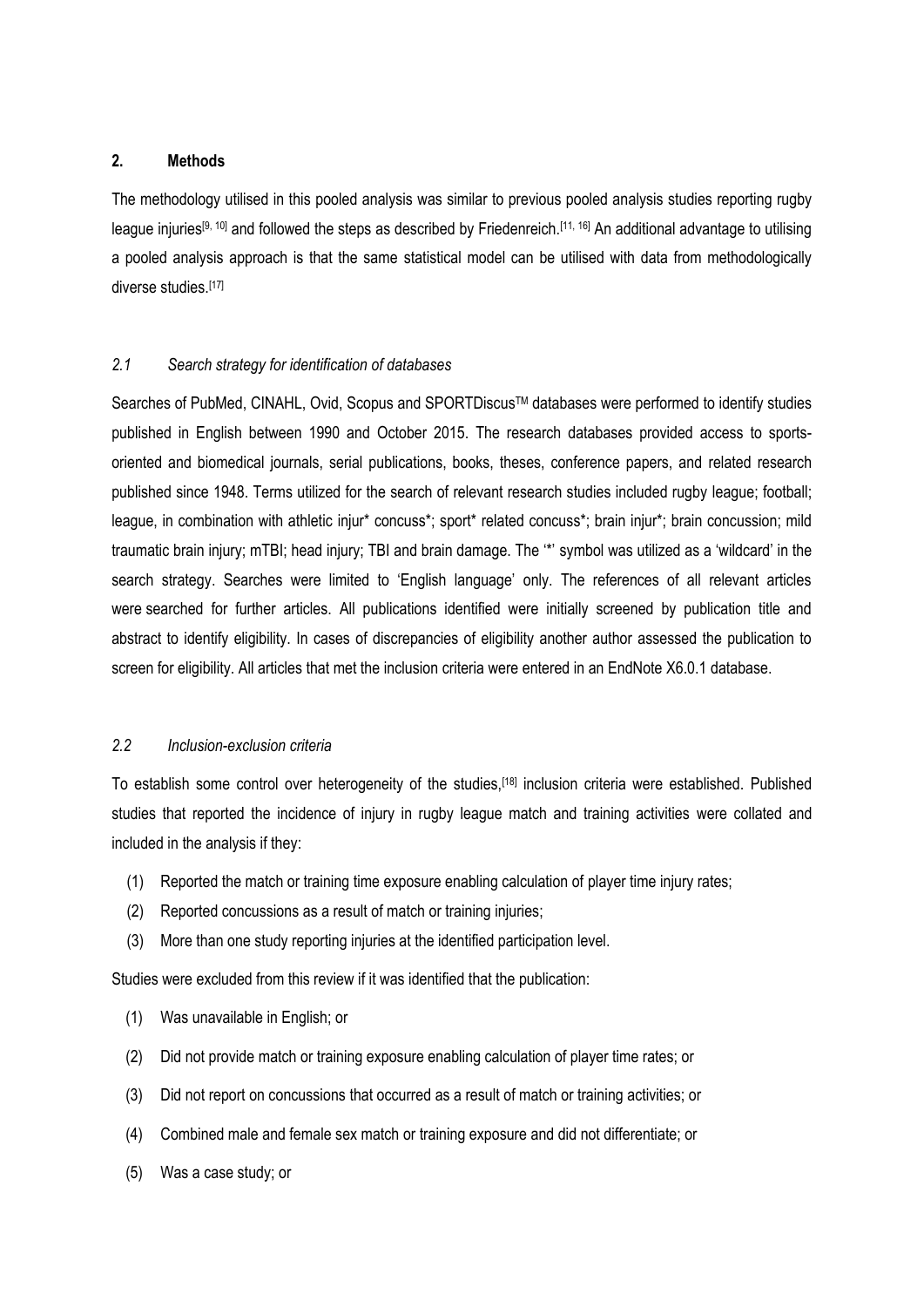## 2. Methods

The methodology utilised in this pooled analysis was similar to previous pooled analysis studies reporting rugby league injuries[9, 10] and followed the steps as described by Friedenreich.[11, 16] An additional advantage to utilising a pooled analysis approach is that the same statistical model can be utilised with data from methodologically diverse studies.[17]

### *2.1 Search strategy for identification of databases*

Searches of PubMed, CINAHL, Ovid, Scopus and SPORTDiscus™ databases were performed to identify studies published in English between 1990 and October 2015. The research databases provided access to sports-oriented and biomedical journals, serial publications, books, theses, conference papers, and related research published since 1948. Terms utilized for the search of relevant research studies included rugby league; football; league, in combination with athletic injur* concuss*; sport* related concuss*; brain injur*; brain concussion; mild traumatic brain injury; mTBI; head injury; TBI and brain damage. The '*' symbol was utilized as a 'wildcard' in the search strategy. Searches were limited to 'English language' only. The references of all relevant articles were searched for further articles. All publications identified were initially screened by publication title and abstract to identify eligibility. In cases of discrepancies of eligibility another author assessed the publication to screen for eligibility. All articles that met the inclusion criteria were entered in an EndNote X6.0.1 database.

### *2.2 Inclusion-exclusion criteria*

To establish some control over heterogeneity of the studies,[18] inclusion criteria were established. Published studies that reported the incidence of injury in rugby league match and training activities were collated and included in the analysis if they:

(1) Reported the match or training time exposure enabling calculation of player time injury rates;
(2) Reported concussions as a result of match or training injuries;
(3) More than one study reporting injuries at the identified participation level.

Studies were excluded from this review if it was identified that the publication:

(1) Was unavailable in English; or
(2) Did not provide match or training exposure enabling calculation of player time rates; or
(3) Did not report on concussions that occurred as a result of match or training activities; or
(4) Combined male and female sex match or training exposure and did not differentiate; or
(5) Was a case study; or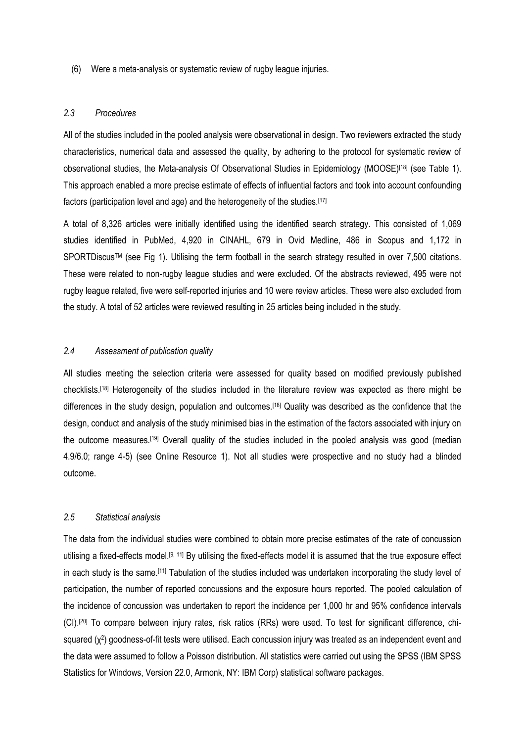(6) Were a meta-analysis or systematic review of rugby league injuries.

### *2.3 Procedures*

All of the studies included in the pooled analysis were observational in design. Two reviewers extracted the study characteristics, numerical data and assessed the quality, by adhering to the protocol for systematic review of observational studies, the Meta-analysis Of Observational Studies in Epidemiology (MOOSE)[18] (see Table 1). This approach enabled a more precise estimate of effects of influential factors and took into account confounding factors (participation level and age) and the heterogeneity of the studies.[17]

A total of 8,326 articles were initially identified using the identified search strategy. This consisted of 1,069 studies identified in PubMed, 4,920 in CINAHL, 679 in Ovid Medline, 486 in Scopus and 1,172 in SPORTDiscus™ (see Fig 1). Utilising the term football in the search strategy resulted in over 7,500 citations. These were related to non-rugby league studies and were excluded. Of the abstracts reviewed, 495 were not rugby league related, five were self-reported injuries and 10 were review articles. These were also excluded from the study. A total of 52 articles were reviewed resulting in 25 articles being included in the study.

### *2.4 Assessment of publication quality*

All studies meeting the selection criteria were assessed for quality based on modified previously published checklists.[18] Heterogeneity of the studies included in the literature review was expected as there might be differences in the study design, population and outcomes.[18] Quality was described as the confidence that the design, conduct and analysis of the study minimised bias in the estimation of the factors associated with injury on the outcome measures.[19] Overall quality of the studies included in the pooled analysis was good (median 4.9/6.0; range 4-5) (see Online Resource 1). Not all studies were prospective and no study had a blinded outcome.

### *2.5 Statistical analysis*

The data from the individual studies were combined to obtain more precise estimates of the rate of concussion utilising a fixed-effects model.[9, 11] By utilising the fixed-effects model it is assumed that the true exposure effect in each study is the same.[11] Tabulation of the studies included was undertaken incorporating the study level of participation, the number of reported concussions and the exposure hours reported. The pooled calculation of the incidence of concussion was undertaken to report the incidence per 1,000 hr and 95% confidence intervals (CI).[20] To compare between injury rates, risk ratios (RRs) were used. To test for significant difference, chi-squared ($\chi^2$) goodness-of-fit tests were utilised. Each concussion injury was treated as an independent event and the data were assumed to follow a Poisson distribution. All statistics were carried out using the SPSS (IBM SPSS Statistics for Windows, Version 22.0, Armonk, NY: IBM Corp) statistical software packages.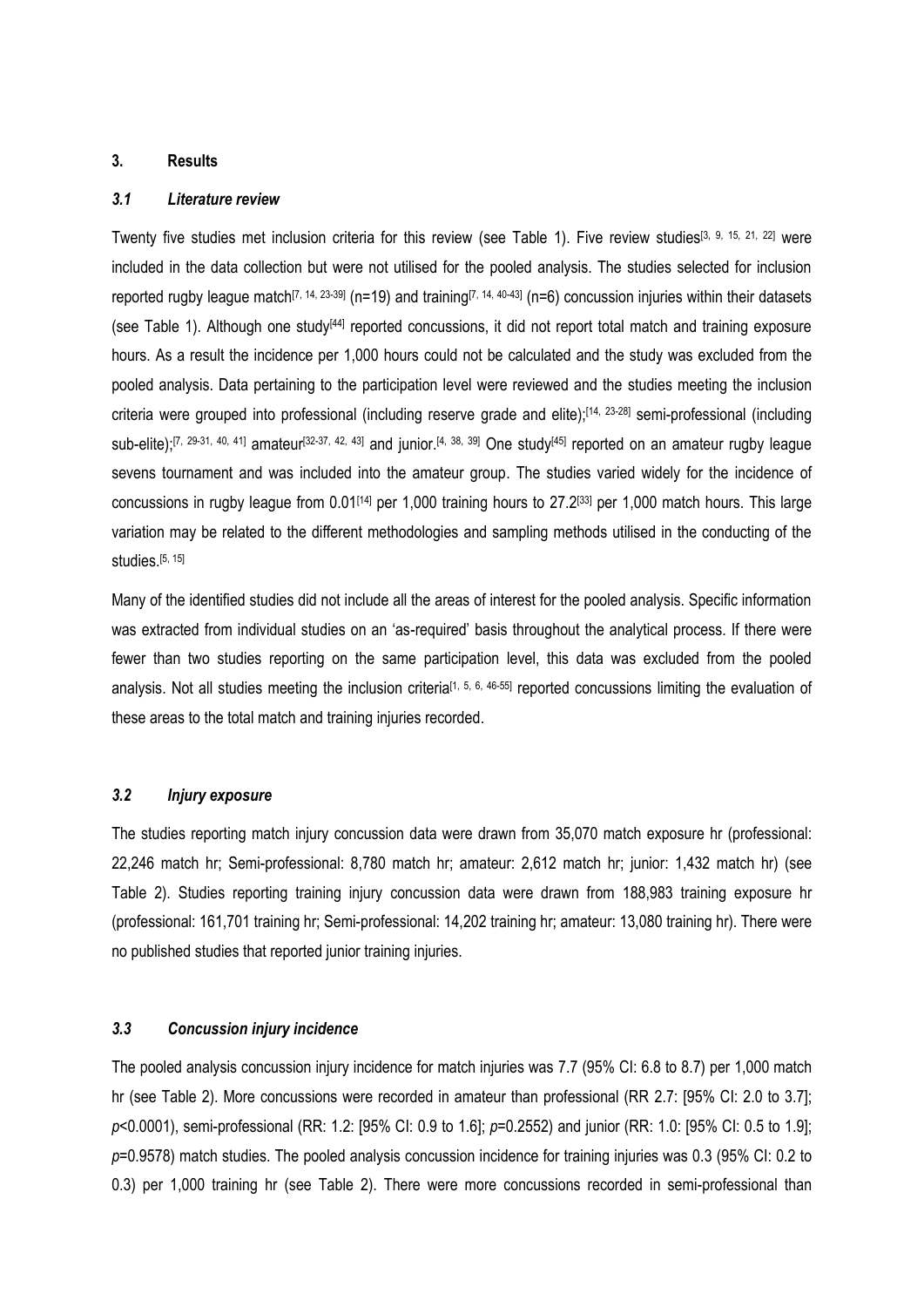## 3. Results

### *3.1 Literature review*

Twenty five studies met inclusion criteria for this review (see Table 1). Five review studies[3, 9, 15, 21, 22] were included in the data collection but were not utilised for the pooled analysis. The studies selected for inclusion reported rugby league match[7, 14, 23-39] (n=19) and training[7, 14, 40-43] (n=6) concussion injuries within their datasets (see Table 1). Although one study[44] reported concussions, it did not report total match and training exposure hours. As a result the incidence per 1,000 hours could not be calculated and the study was excluded from the pooled analysis. Data pertaining to the participation level were reviewed and the studies meeting the inclusion criteria were grouped into professional (including reserve grade and elite);[14, 23-28] semi-professional (including sub-elite);[7, 29-31, 40, 41] amateur[32-37, 42, 43] and junior.[4, 38, 39] One study[45] reported on an amateur rugby league sevens tournament and was included into the amateur group. The studies varied widely for the incidence of concussions in rugby league from 0.01[14] per 1,000 training hours to 27.2[33] per 1,000 match hours. This large variation may be related to the different methodologies and sampling methods utilised in the conducting of the studies.[5, 15]

Many of the identified studies did not include all the areas of interest for the pooled analysis. Specific information was extracted from individual studies on an 'as-required' basis throughout the analytical process. If there were fewer than two studies reporting on the same participation level, this data was excluded from the pooled analysis. Not all studies meeting the inclusion criteria[1, 5, 6, 46-55] reported concussions limiting the evaluation of these areas to the total match and training injuries recorded.

### *3.2 Injury exposure*

The studies reporting match injury concussion data were drawn from 35,070 match exposure hr (professional: 22,246 match hr; Semi-professional: 8,780 match hr; amateur: 2,612 match hr; junior: 1,432 match hr) (see Table 2). Studies reporting training injury concussion data were drawn from 188,983 training exposure hr (professional: 161,701 training hr; Semi-professional: 14,202 training hr; amateur: 13,080 training hr). There were no published studies that reported junior training injuries.

### *3.3 Concussion injury incidence*

The pooled analysis concussion injury incidence for match injuries was 7.7 (95% CI: 6.8 to 8.7) per 1,000 match hr (see Table 2). More concussions were recorded in amateur than professional (RR 2.7: [95% CI: 2.0 to 3.7]; $p$<0.0001), semi-professional (RR: 1.2: [95% CI: 0.9 to 1.6]; $p$=0.2552) and junior (RR: 1.0: [95% CI: 0.5 to 1.9]; $p$=0.9578) match studies. The pooled analysis concussion incidence for training injuries was 0.3 (95% CI: 0.2 to 0.3) per 1,000 training hr (see Table 2). There were more concussions recorded in semi-professional than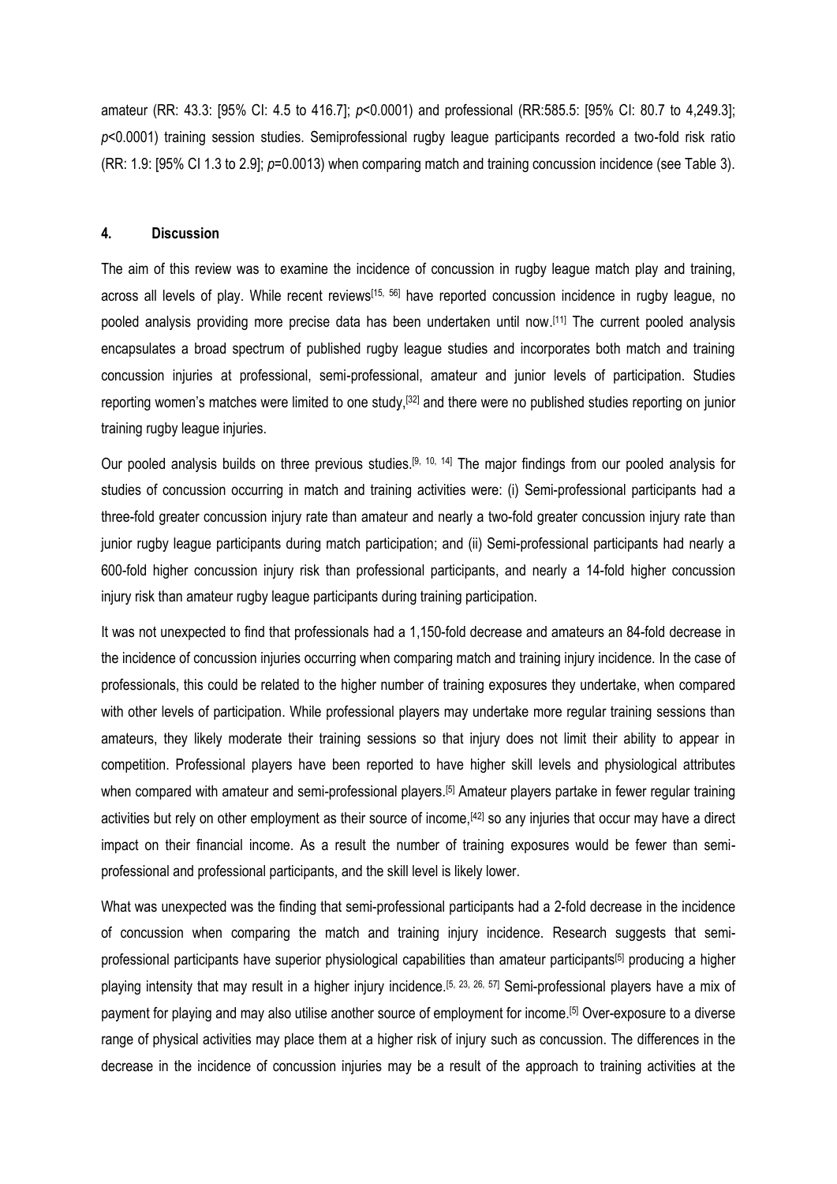amateur (RR: 43.3: [95% CI: 4.5 to 416.7]; $p<0.0001$) and professional (RR:585.5: [95% CI: 80.7 to 4,249.3]; $p<0.0001$) training session studies. Semiprofessional rugby league participants recorded a two-fold risk ratio (RR: 1.9: [95% CI 1.3 to 2.9]; $p=0.0013$) when comparing match and training concussion incidence (see Table 3).

## 4. Discussion

The aim of this review was to examine the incidence of concussion in rugby league match play and training, across all levels of play. While recent reviews[15, 56] have reported concussion incidence in rugby league, no pooled analysis providing more precise data has been undertaken until now.[11] The current pooled analysis encapsulates a broad spectrum of published rugby league studies and incorporates both match and training concussion injuries at professional, semi-professional, amateur and junior levels of participation. Studies reporting women's matches were limited to one study,[32] and there were no published studies reporting on junior training rugby league injuries.

Our pooled analysis builds on three previous studies.[9, 10, 14] The major findings from our pooled analysis for studies of concussion occurring in match and training activities were: (i) Semi-professional participants had a three-fold greater concussion injury rate than amateur and nearly a two-fold greater concussion injury rate than junior rugby league participants during match participation; and (ii) Semi-professional participants had nearly a 600-fold higher concussion injury risk than professional participants, and nearly a 14-fold higher concussion injury risk than amateur rugby league participants during training participation.

It was not unexpected to find that professionals had a 1,150-fold decrease and amateurs an 84-fold decrease in the incidence of concussion injuries occurring when comparing match and training injury incidence. In the case of professionals, this could be related to the higher number of training exposures they undertake, when compared with other levels of participation. While professional players may undertake more regular training sessions than amateurs, they likely moderate their training sessions so that injury does not limit their ability to appear in competition. Professional players have been reported to have higher skill levels and physiological attributes when compared with amateur and semi-professional players.[5] Amateur players partake in fewer regular training activities but rely on other employment as their source of income,[42] so any injuries that occur may have a direct impact on their financial income. As a result the number of training exposures would be fewer than semi-professional and professional participants, and the skill level is likely lower.

What was unexpected was the finding that semi-professional participants had a 2-fold decrease in the incidence of concussion when comparing the match and training injury incidence. Research suggests that semi-professional participants have superior physiological capabilities than amateur participants[5] producing a higher playing intensity that may result in a higher injury incidence.[5, 23, 26, 57] Semi-professional players have a mix of payment for playing and may also utilise another source of employment for income.[5] Over-exposure to a diverse range of physical activities may place them at a higher risk of injury such as concussion. The differences in the decrease in the incidence of concussion injuries may be a result of the approach to training activities at the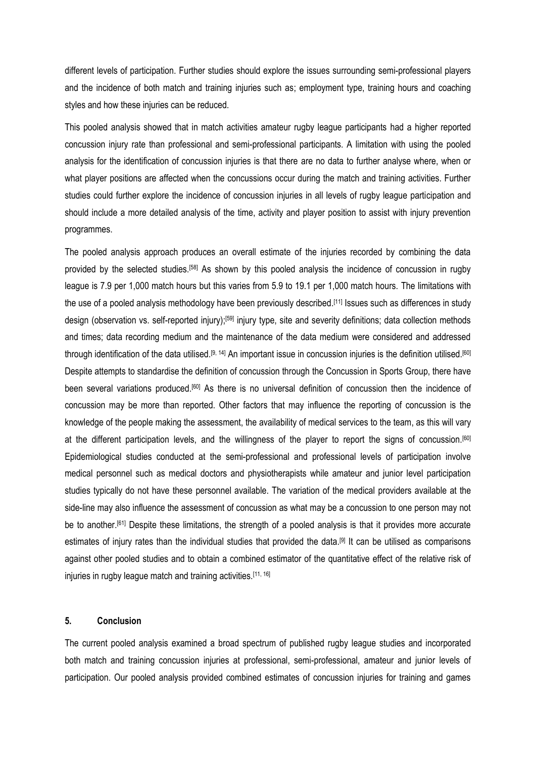different levels of participation. Further studies should explore the issues surrounding semi-professional players and the incidence of both match and training injuries such as; employment type, training hours and coaching styles and how these injuries can be reduced.

This pooled analysis showed that in match activities amateur rugby league participants had a higher reported concussion injury rate than professional and semi-professional participants. A limitation with using the pooled analysis for the identification of concussion injuries is that there are no data to further analyse where, when or what player positions are affected when the concussions occur during the match and training activities. Further studies could further explore the incidence of concussion injuries in all levels of rugby league participation and should include a more detailed analysis of the time, activity and player position to assist with injury prevention programmes.

The pooled analysis approach produces an overall estimate of the injuries recorded by combining the data provided by the selected studies.[58] As shown by this pooled analysis the incidence of concussion in rugby league is 7.9 per 1,000 match hours but this varies from 5.9 to 19.1 per 1,000 match hours. The limitations with the use of a pooled analysis methodology have been previously described.[11] Issues such as differences in study design (observation vs. self-reported injury);[59] injury type, site and severity definitions; data collection methods and times; data recording medium and the maintenance of the data medium were considered and addressed through identification of the data utilised.[9, 14] An important issue in concussion injuries is the definition utilised.[60] Despite attempts to standardise the definition of concussion through the Concussion in Sports Group, there have been several variations produced.[60] As there is no universal definition of concussion then the incidence of concussion may be more than reported. Other factors that may influence the reporting of concussion is the knowledge of the people making the assessment, the availability of medical services to the team, as this will vary at the different participation levels, and the willingness of the player to report the signs of concussion.[60] Epidemiological studies conducted at the semi-professional and professional levels of participation involve medical personnel such as medical doctors and physiotherapists while amateur and junior level participation studies typically do not have these personnel available. The variation of the medical providers available at the side-line may also influence the assessment of concussion as what may be a concussion to one person may not be to another.[61] Despite these limitations, the strength of a pooled analysis is that it provides more accurate estimates of injury rates than the individual studies that provided the data.[9] It can be utilised as comparisons against other pooled studies and to obtain a combined estimator of the quantitative effect of the relative risk of injuries in rugby league match and training activities.[11, 16]

## 5. Conclusion

The current pooled analysis examined a broad spectrum of published rugby league studies and incorporated both match and training concussion injuries at professional, semi-professional, amateur and junior levels of participation. Our pooled analysis provided combined estimates of concussion injuries for training and games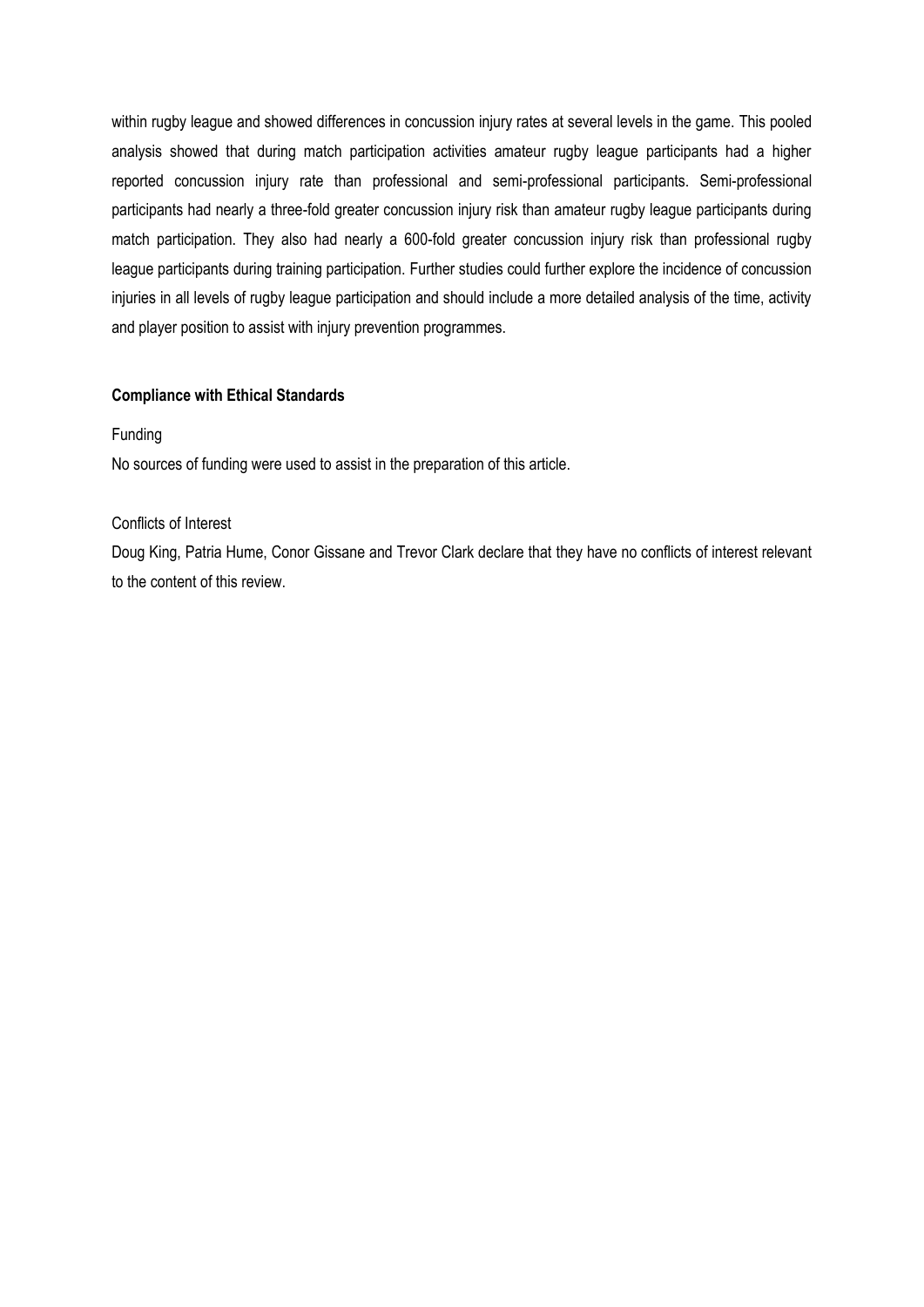within rugby league and showed differences in concussion injury rates at several levels in the game. This pooled analysis showed that during match participation activities amateur rugby league participants had a higher reported concussion injury rate than professional and semi-professional participants. Semi-professional participants had nearly a three-fold greater concussion injury risk than amateur rugby league participants during match participation. They also had nearly a 600-fold greater concussion injury risk than professional rugby league participants during training participation. Further studies could further explore the incidence of concussion injuries in all levels of rugby league participation and should include a more detailed analysis of the time, activity and player position to assist with injury prevention programmes.

**Compliance with Ethical Standards**

Funding

No sources of funding were used to assist in the preparation of this article.

Conflicts of Interest

Doug King, Patria Hume, Conor Gissane and Trevor Clark declare that they have no conflicts of interest relevant to the content of this review.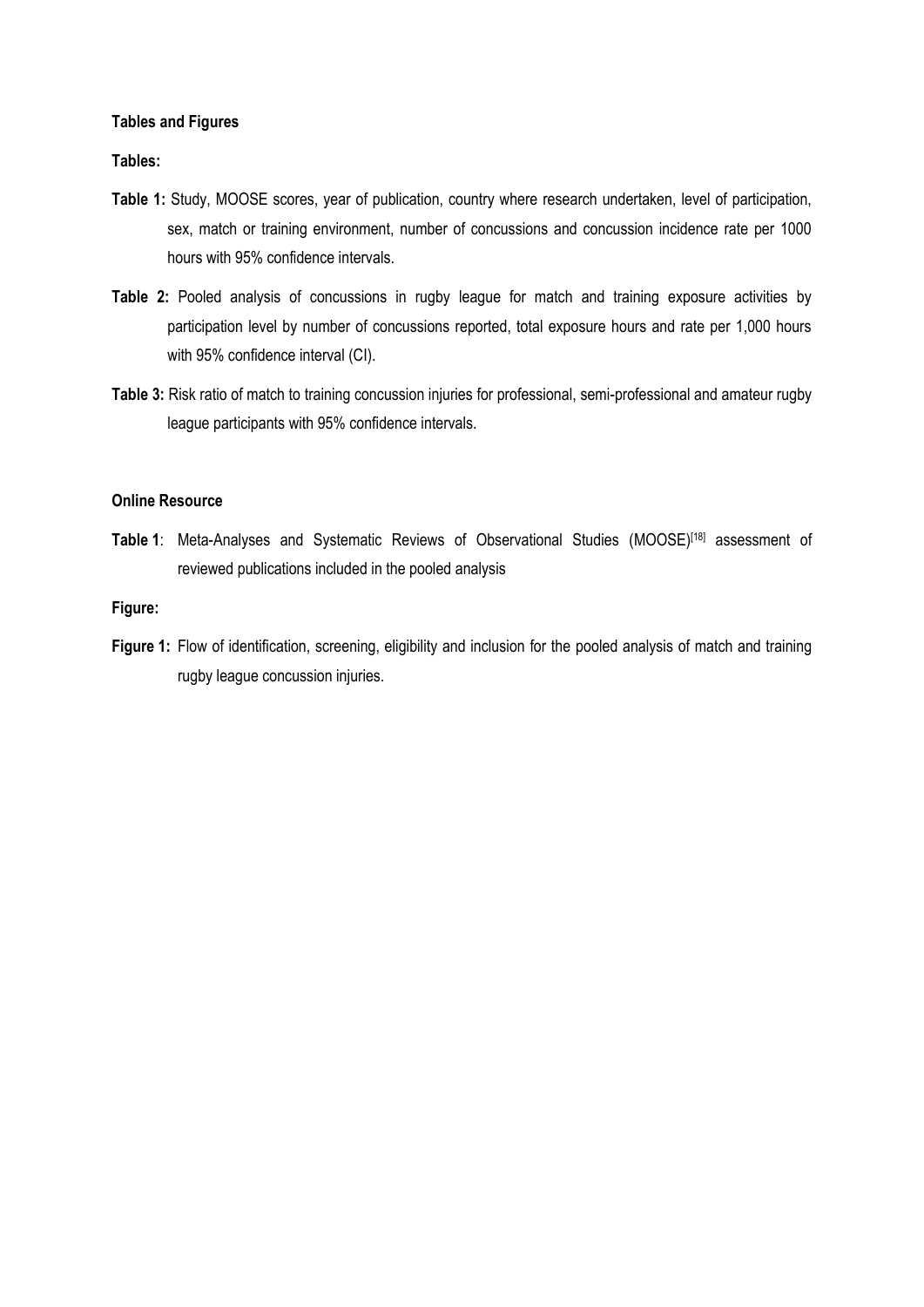**Tables and Figures**

**Tables:**

**Table 1:** Study, MOOSE scores, year of publication, country where research undertaken, level of participation, sex, match or training environment, number of concussions and concussion incidence rate per 1000 hours with 95% confidence intervals.

**Table 2:** Pooled analysis of concussions in rugby league for match and training exposure activities by participation level by number of concussions reported, total exposure hours and rate per 1,000 hours with 95% confidence interval (CI).

**Table 3:** Risk ratio of match to training concussion injuries for professional, semi-professional and amateur rugby league participants with 95% confidence intervals.

**Online Resource**

**Table 1**: Meta-Analyses and Systematic Reviews of Observational Studies (MOOSE)[18] assessment of reviewed publications included in the pooled analysis

**Figure:**

**Figure 1:** Flow of identification, screening, eligibility and inclusion for the pooled analysis of match and training rugby league concussion injuries.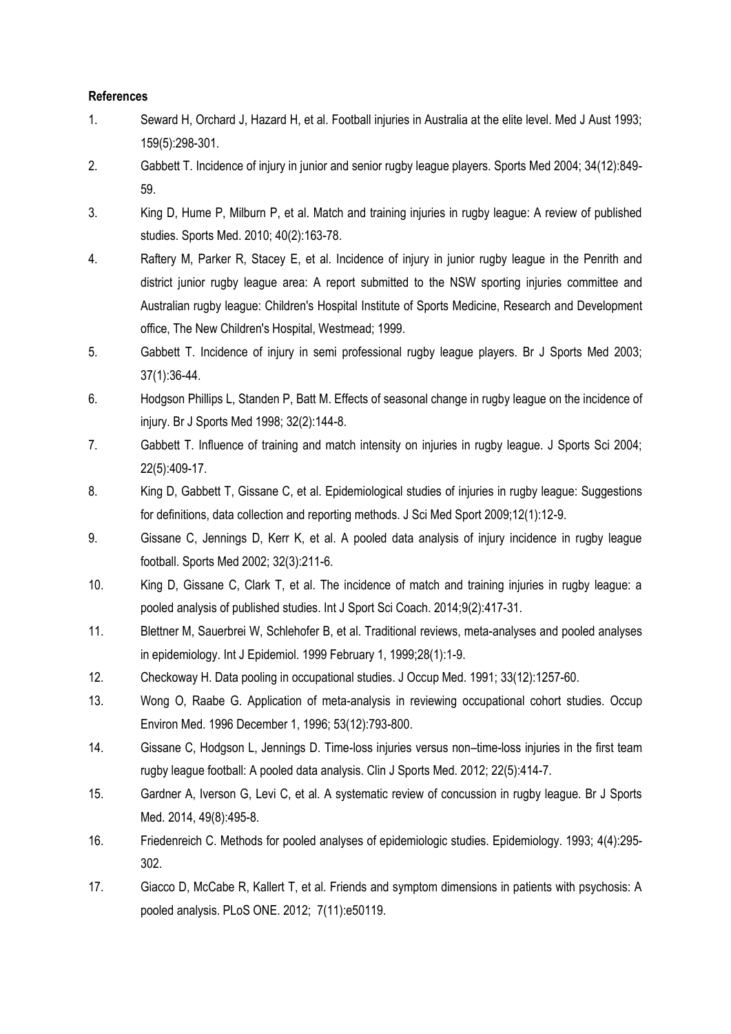**References**

1. Seward H, Orchard J, Hazard H, et al. Football injuries in Australia at the elite level. Med J Aust 1993; 159(5):298-301.
2. Gabbett T. Incidence of injury in junior and senior rugby league players. Sports Med 2004; 34(12):849-59.
3. King D, Hume P, Milburn P, et al. Match and training injuries in rugby league: A review of published studies. Sports Med. 2010; 40(2):163-78.
4. Raftery M, Parker R, Stacey E, et al. Incidence of injury in junior rugby league in the Penrith and district junior rugby league area: A report submitted to the NSW sporting injuries committee and Australian rugby league: Children's Hospital Institute of Sports Medicine, Research and Development office, The New Children's Hospital, Westmead; 1999.
5. Gabbett T. Incidence of injury in semi professional rugby league players. Br J Sports Med 2003; 37(1):36-44.
6. Hodgson Phillips L, Standen P, Batt M. Effects of seasonal change in rugby league on the incidence of injury. Br J Sports Med 1998; 32(2):144-8.
7. Gabbett T. Influence of training and match intensity on injuries in rugby league. J Sports Sci 2004; 22(5):409-17.
8. King D, Gabbett T, Gissane C, et al. Epidemiological studies of injuries in rugby league: Suggestions for definitions, data collection and reporting methods. J Sci Med Sport 2009;12(1):12-9.
9. Gissane C, Jennings D, Kerr K, et al. A pooled data analysis of injury incidence in rugby league football. Sports Med 2002; 32(3):211-6.
10. King D, Gissane C, Clark T, et al. The incidence of match and training injuries in rugby league: a pooled analysis of published studies. Int J Sport Sci Coach. 2014;9(2):417-31.
11. Blettner M, Sauerbrei W, Schlehofer B, et al. Traditional reviews, meta-analyses and pooled analyses in epidemiology. Int J Epidemiol. 1999 February 1, 1999;28(1):1-9.
12. Checkoway H. Data pooling in occupational studies. J Occup Med. 1991; 33(12):1257-60.
13. Wong O, Raabe G. Application of meta-analysis in reviewing occupational cohort studies. Occup Environ Med. 1996 December 1, 1996; 53(12):793-800.
14. Gissane C, Hodgson L, Jennings D. Time-loss injuries versus non–time-loss injuries in the first team rugby league football: A pooled data analysis. Clin J Sports Med. 2012; 22(5):414-7.
15. Gardner A, Iverson G, Levi C, et al. A systematic review of concussion in rugby league. Br J Sports Med. 2014, 49(8):495-8.
16. Friedenreich C. Methods for pooled analyses of epidemiologic studies. Epidemiology. 1993; 4(4):295-302.
17. Giacco D, McCabe R, Kallert T, et al. Friends and symptom dimensions in patients with psychosis: A pooled analysis. PLoS ONE. 2012; 7(11):e50119.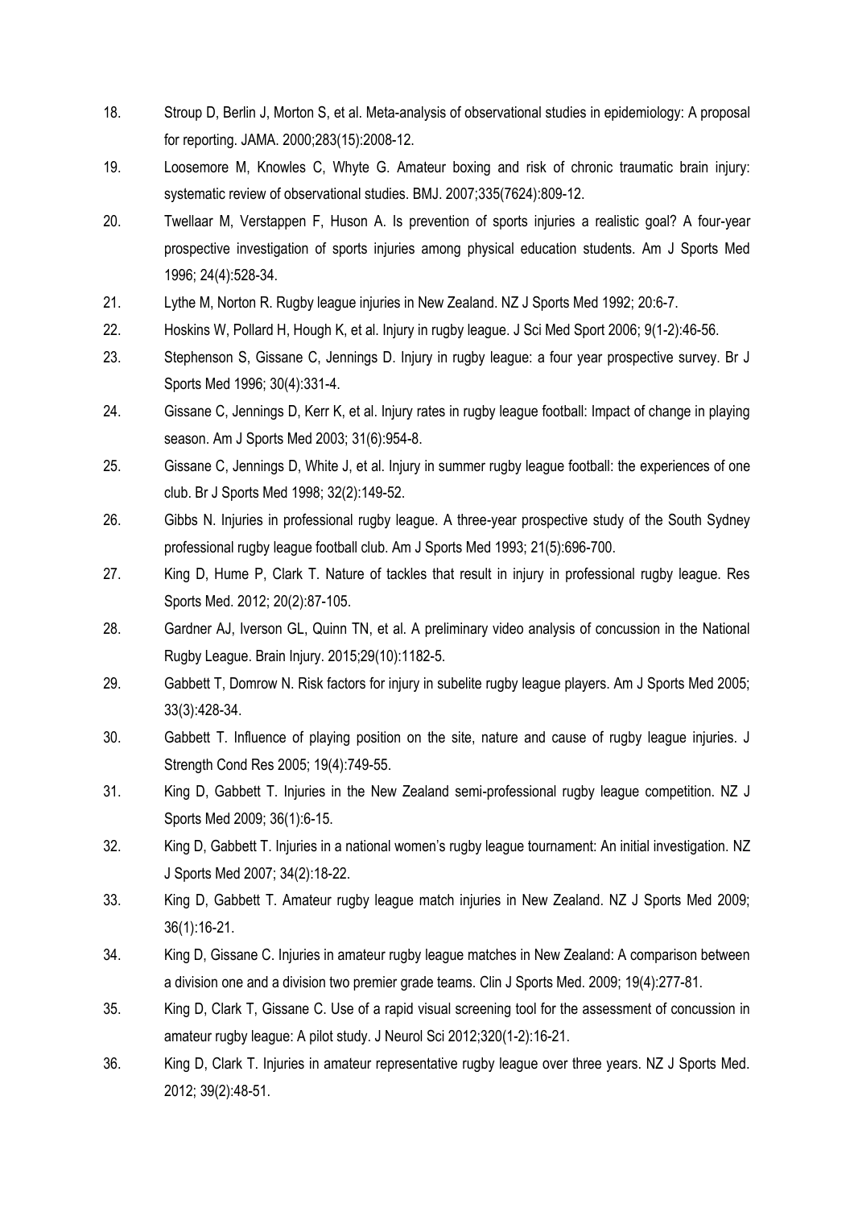18. Stroup D, Berlin J, Morton S, et al. Meta-analysis of observational studies in epidemiology: A proposal for reporting. JAMA. 2000;283(15):2008-12.
19. Loosemore M, Knowles C, Whyte G. Amateur boxing and risk of chronic traumatic brain injury: systematic review of observational studies. BMJ. 2007;335(7624):809-12.
20. Twellaar M, Verstappen F, Huson A. Is prevention of sports injuries a realistic goal? A four-year prospective investigation of sports injuries among physical education students. Am J Sports Med 1996; 24(4):528-34.
21. Lythe M, Norton R. Rugby league injuries in New Zealand. NZ J Sports Med 1992; 20:6-7.
22. Hoskins W, Pollard H, Hough K, et al. Injury in rugby league. J Sci Med Sport 2006; 9(1-2):46-56.
23. Stephenson S, Gissane C, Jennings D. Injury in rugby league: a four year prospective survey. Br J Sports Med 1996; 30(4):331-4.
24. Gissane C, Jennings D, Kerr K, et al. Injury rates in rugby league football: Impact of change in playing season. Am J Sports Med 2003; 31(6):954-8.
25. Gissane C, Jennings D, White J, et al. Injury in summer rugby league football: the experiences of one club. Br J Sports Med 1998; 32(2):149-52.
26. Gibbs N. Injuries in professional rugby league. A three-year prospective study of the South Sydney professional rugby league football club. Am J Sports Med 1993; 21(5):696-700.
27. King D, Hume P, Clark T. Nature of tackles that result in injury in professional rugby league. Res Sports Med. 2012; 20(2):87-105.
28. Gardner AJ, Iverson GL, Quinn TN, et al. A preliminary video analysis of concussion in the National Rugby League. Brain Injury. 2015;29(10):1182-5.
29. Gabbett T, Domrow N. Risk factors for injury in subelite rugby league players. Am J Sports Med 2005; 33(3):428-34.
30. Gabbett T. Influence of playing position on the site, nature and cause of rugby league injuries. J Strength Cond Res 2005; 19(4):749-55.
31. King D, Gabbett T. Injuries in the New Zealand semi-professional rugby league competition. NZ J Sports Med 2009; 36(1):6-15.
32. King D, Gabbett T. Injuries in a national women's rugby league tournament: An initial investigation. NZ J Sports Med 2007; 34(2):18-22.
33. King D, Gabbett T. Amateur rugby league match injuries in New Zealand. NZ J Sports Med 2009; 36(1):16-21.
34. King D, Gissane C. Injuries in amateur rugby league matches in New Zealand: A comparison between a division one and a division two premier grade teams. Clin J Sports Med. 2009; 19(4):277-81.
35. King D, Clark T, Gissane C. Use of a rapid visual screening tool for the assessment of concussion in amateur rugby league: A pilot study. J Neurol Sci 2012;320(1-2):16-21.
36. King D, Clark T. Injuries in amateur representative rugby league over three years. NZ J Sports Med. 2012; 39(2):48-51.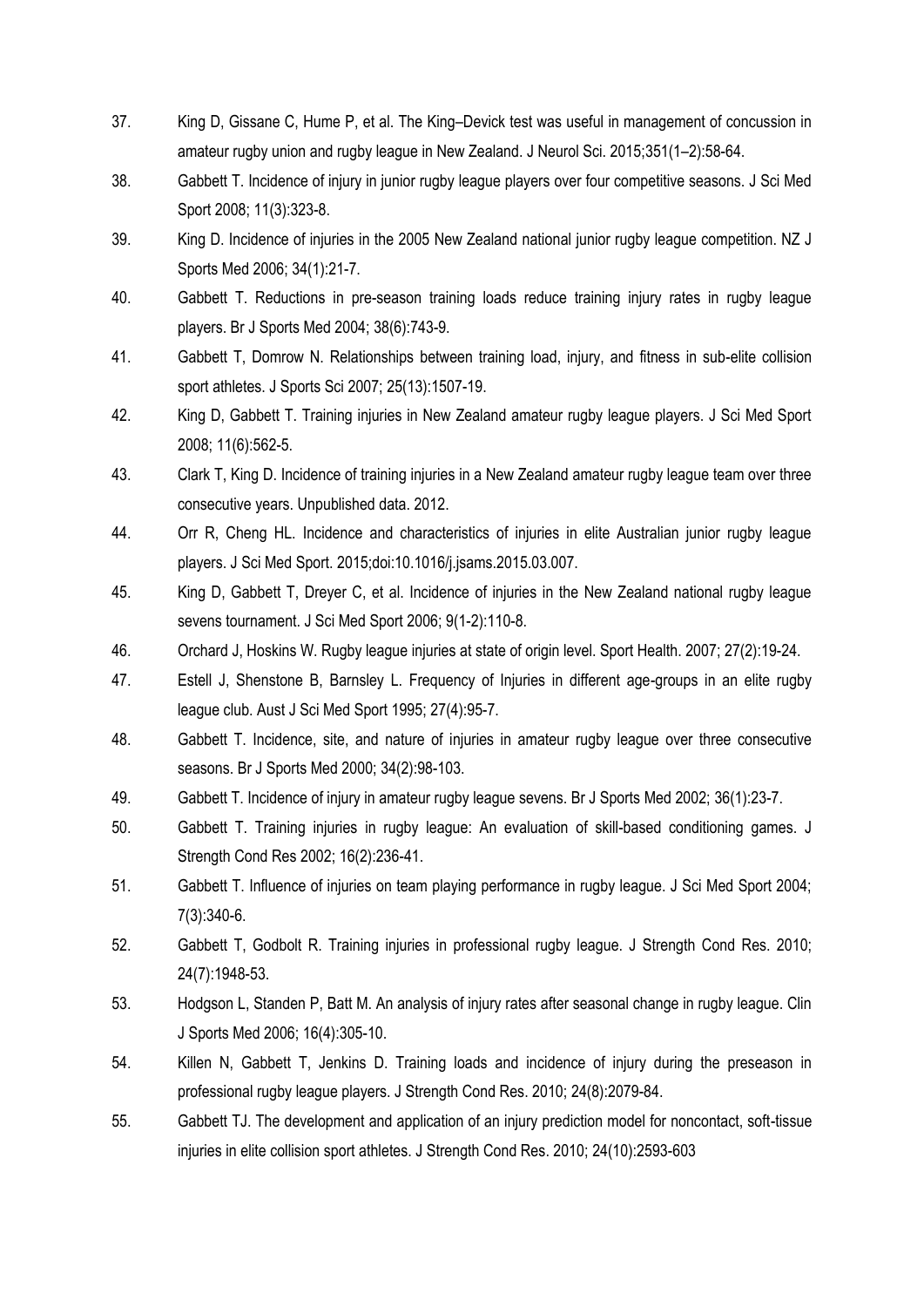37. King D, Gissane C, Hume P, et al. The King–Devick test was useful in management of concussion in amateur rugby union and rugby league in New Zealand. J Neurol Sci. 2015;351(1–2):58-64.
38. Gabbett T. Incidence of injury in junior rugby league players over four competitive seasons. J Sci Med Sport 2008; 11(3):323-8.
39. King D. Incidence of injuries in the 2005 New Zealand national junior rugby league competition. NZ J Sports Med 2006; 34(1):21-7.
40. Gabbett T. Reductions in pre-season training loads reduce training injury rates in rugby league players. Br J Sports Med 2004; 38(6):743-9.
41. Gabbett T, Domrow N. Relationships between training load, injury, and fitness in sub-elite collision sport athletes. J Sports Sci 2007; 25(13):1507-19.
42. King D, Gabbett T. Training injuries in New Zealand amateur rugby league players. J Sci Med Sport 2008; 11(6):562-5.
43. Clark T, King D. Incidence of training injuries in a New Zealand amateur rugby league team over three consecutive years. Unpublished data. 2012.
44. Orr R, Cheng HL. Incidence and characteristics of injuries in elite Australian junior rugby league players. J Sci Med Sport. 2015;doi:10.1016/j.jsams.2015.03.007.
45. King D, Gabbett T, Dreyer C, et al. Incidence of injuries in the New Zealand national rugby league sevens tournament. J Sci Med Sport 2006; 9(1-2):110-8.
46. Orchard J, Hoskins W. Rugby league injuries at state of origin level. Sport Health. 2007; 27(2):19-24.
47. Estell J, Shenstone B, Barnsley L. Frequency of Injuries in different age-groups in an elite rugby league club. Aust J Sci Med Sport 1995; 27(4):95-7.
48. Gabbett T. Incidence, site, and nature of injuries in amateur rugby league over three consecutive seasons. Br J Sports Med 2000; 34(2):98-103.
49. Gabbett T. Incidence of injury in amateur rugby league sevens. Br J Sports Med 2002; 36(1):23-7.
50. Gabbett T. Training injuries in rugby league: An evaluation of skill-based conditioning games. J Strength Cond Res 2002; 16(2):236-41.
51. Gabbett T. Influence of injuries on team playing performance in rugby league. J Sci Med Sport 2004; 7(3):340-6.
52. Gabbett T, Godbolt R. Training injuries in professional rugby league. J Strength Cond Res. 2010; 24(7):1948-53.
53. Hodgson L, Standen P, Batt M. An analysis of injury rates after seasonal change in rugby league. Clin J Sports Med 2006; 16(4):305-10.
54. Killen N, Gabbett T, Jenkins D. Training loads and incidence of injury during the preseason in professional rugby league players. J Strength Cond Res. 2010; 24(8):2079-84.
55. Gabbett TJ. The development and application of an injury prediction model for noncontact, soft-tissue injuries in elite collision sport athletes. J Strength Cond Res. 2010; 24(10):2593-603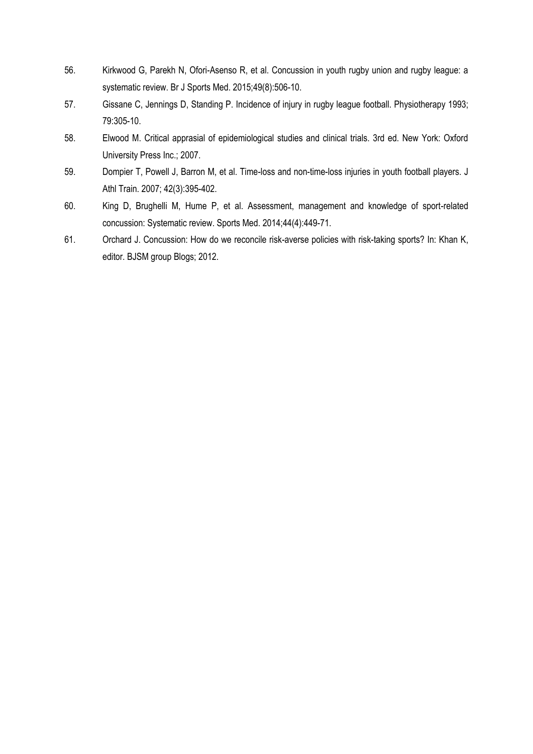56. Kirkwood G, Parekh N, Ofori-Asenso R, et al. Concussion in youth rugby union and rugby league: a systematic review. Br J Sports Med. 2015;49(8):506-10.
57. Gissane C, Jennings D, Standing P. Incidence of injury in rugby league football. Physiotherapy 1993; 79:305-10.
58. Elwood M. Critical apprasial of epidemiological studies and clinical trials. 3rd ed. New York: Oxford University Press Inc.; 2007.
59. Dompier T, Powell J, Barron M, et al. Time-loss and non-time-loss injuries in youth football players. J Athl Train. 2007; 42(3):395-402.
60. King D, Brughelli M, Hume P, et al. Assessment, management and knowledge of sport-related concussion: Systematic review. Sports Med. 2014;44(4):449-71.
61. Orchard J. Concussion: How do we reconcile risk-averse policies with risk-taking sports? In: Khan K, editor. BJSM group Blogs; 2012.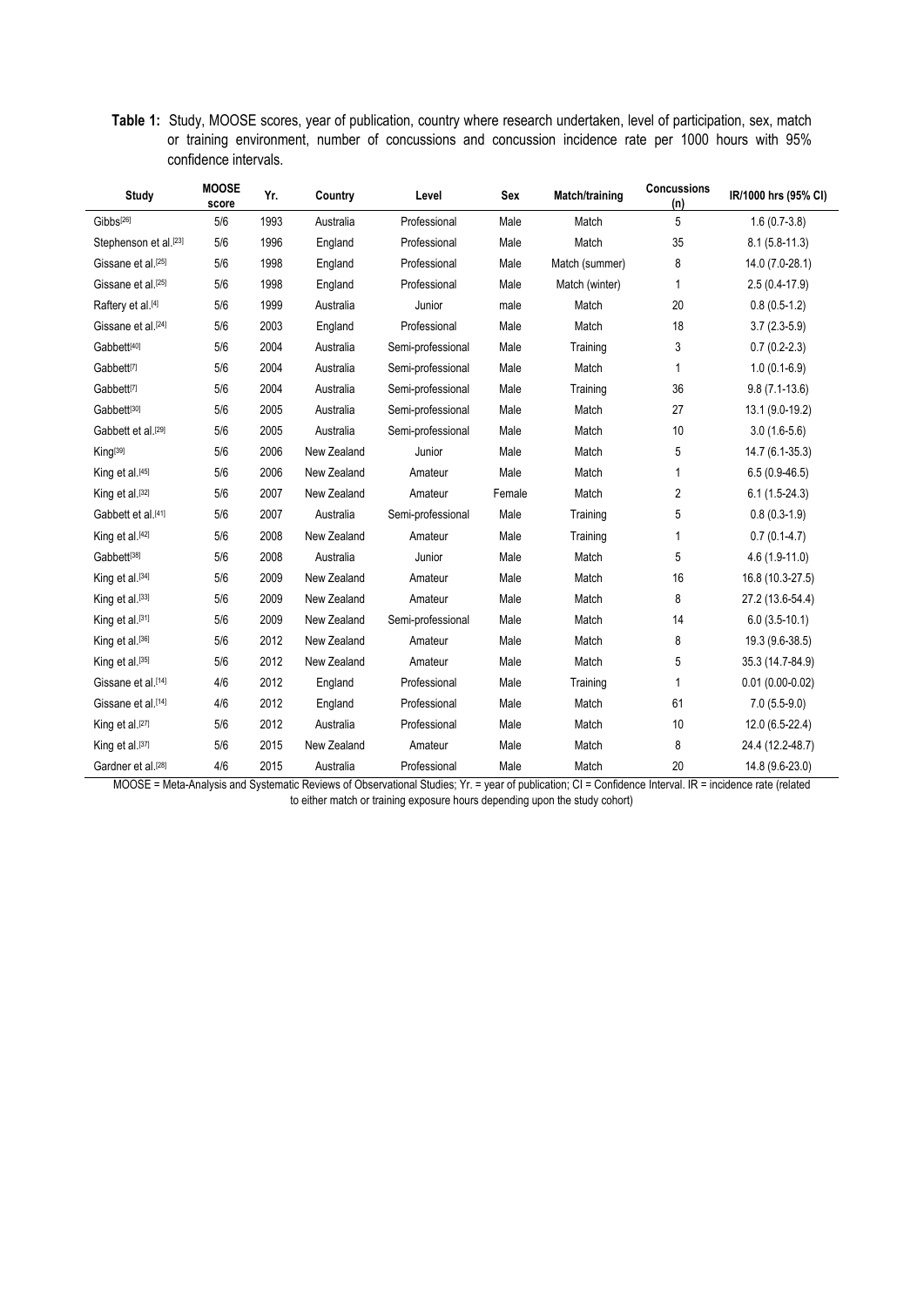**Table 1:** Study, MOOSE scores, year of publication, country where research undertaken, level of participation, sex, match or training environment, number of concussions and concussion incidence rate per 1000 hours with 95% confidence intervals.

| Study | MOOSE score | Yr. | Country | Level | Sex | Match/training | Concussions (n) | IR/1000 hrs (95% CI) |
|---|---|---|---|---|---|---|---|---|
| Gibbs[26] | 5/6 | 1993 | Australia | Professional | Male | Match | 5 | 1.6 (0.7-3.8) |
| Stephenson et al.[23] | 5/6 | 1996 | England | Professional | Male | Match | 35 | 8.1 (5.8-11.3) |
| Gissane et al.[25] | 5/6 | 1998 | England | Professional | Male | Match (summer) | 8 | 14.0 (7.0-28.1) |
| Gissane et al.[25] | 5/6 | 1998 | England | Professional | Male | Match (winter) | 1 | 2.5 (0.4-17.9) |
| Raftery et al.[4] | 5/6 | 1999 | Australia | Junior | male | Match | 20 | 0.8 (0.5-1.2) |
| Gissane et al.[24] | 5/6 | 2003 | England | Professional | Male | Match | 18 | 3.7 (2.3-5.9) |
| Gabbett[40] | 5/6 | 2004 | Australia | Semi-professional | Male | Training | 3 | 0.7 (0.2-2.3) |
| Gabbett[7] | 5/6 | 2004 | Australia | Semi-professional | Male | Match | 1 | 1.0 (0.1-6.9) |
| Gabbett[7] | 5/6 | 2004 | Australia | Semi-professional | Male | Training | 36 | 9.8 (7.1-13.6) |
| Gabbett[30] | 5/6 | 2005 | Australia | Semi-professional | Male | Match | 27 | 13.1 (9.0-19.2) |
| Gabbett et al.[29] | 5/6 | 2005 | Australia | Semi-professional | Male | Match | 10 | 3.0 (1.6-5.6) |
| King[39] | 5/6 | 2006 | New Zealand | Junior | Male | Match | 5 | 14.7 (6.1-35.3) |
| King et al.[45] | 5/6 | 2006 | New Zealand | Amateur | Male | Match | 1 | 6.5 (0.9-46.5) |
| King et al.[32] | 5/6 | 2007 | New Zealand | Amateur | Female | Match | 2 | 6.1 (1.5-24.3) |
| Gabbett et al.[41] | 5/6 | 2007 | Australia | Semi-professional | Male | Training | 5 | 0.8 (0.3-1.9) |
| King et al.[42] | 5/6 | 2008 | New Zealand | Amateur | Male | Training | 1 | 0.7 (0.1-4.7) |
| Gabbett[38] | 5/6 | 2008 | Australia | Junior | Male | Match | 5 | 4.6 (1.9-11.0) |
| King et al.[34] | 5/6 | 2009 | New Zealand | Amateur | Male | Match | 16 | 16.8 (10.3-27.5) |
| King et al.[33] | 5/6 | 2009 | New Zealand | Amateur | Male | Match | 8 | 27.2 (13.6-54.4) |
| King et al.[31] | 5/6 | 2009 | New Zealand | Semi-professional | Male | Match | 14 | 6.0 (3.5-10.1) |
| King et al.[36] | 5/6 | 2012 | New Zealand | Amateur | Male | Match | 8 | 19.3 (9.6-38.5) |
| King et al.[35] | 5/6 | 2012 | New Zealand | Amateur | Male | Match | 5 | 35.3 (14.7-84.9) |
| Gissane et al.[14] | 4/6 | 2012 | England | Professional | Male | Training | 1 | 0.01 (0.00-0.02) |
| Gissane et al.[14] | 4/6 | 2012 | England | Professional | Male | Match | 61 | 7.0 (5.5-9.0) |
| King et al.[27] | 5/6 | 2012 | Australia | Professional | Male | Match | 10 | 12.0 (6.5-22.4) |
| King et al.[37] | 5/6 | 2015 | New Zealand | Amateur | Male | Match | 8 | 24.4 (12.2-48.7) |
| Gardner et al.[28] | 4/6 | 2015 | Australia | Professional | Male | Match | 20 | 14.8 (9.6-23.0) |

MOOSE = Meta-Analysis and Systematic Reviews of Observational Studies; Yr. = year of publication; CI = Confidence Interval. IR = incidence rate (related to either match or training exposure hours depending upon the study cohort)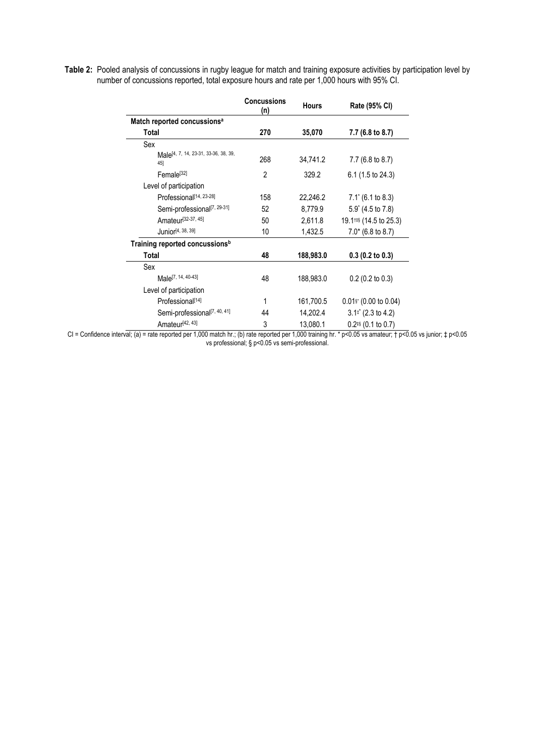**Table 2:** Pooled analysis of concussions in rugby league for match and training exposure activities by participation level by number of concussions reported, total exposure hours and rate per 1,000 hours with 95% CI.

| | Concussions (n) | Hours | Rate (95% CI) |
|---|---|---|---|
| **Match reported concussions[a]** | | | |
| **Total** | **270** | **35,070** | **7.7 (6.8 to 8.7)** |
| Sex | | | |
| Male[4, 7, 14, 23-31, 33-36, 38, 39, 45] | 268 | 34,741.2 | 7.7 (6.8 to 8.7) |
| Female[32] | 2 | 329.2 | 6.1 (1.5 to 24.3) |
| Level of participation | | | |
| Professional[14, 23-28] | 158 | 22,246.2 | 7.1* (6.1 to 8.3) |
| Semi-professional[7, 29-31] | 52 | 8,779.9 | 5.9* (4.5 to 7.8) |
| Amateur[32-37, 45] | 50 | 2,611.8 | 19.1†‡§ (14.5 to 25.3) |
| Junior[4, 38, 39] | 10 | 1,432.5 | 7.0* (6.8 to 8.7) |
| **Training reported concussions[b]** | | | |
| **Total** | **48** | **188,983.0** | **0.3 (0.2 to 0.3)** |
| Sex | | | |
| Male[7, 14, 40-43] | 48 | 188,983.0 | 0.2 (0.2 to 0.3) |
| Level of participation | | | |
| Professional[14] | 1 | 161,700.5 | 0.01§* (0.00 to 0.04) |
| Semi-professional[7, 40, 41] | 44 | 14,202.4 | 3.1‡* (2.3 to 4.2) |
| Amateur[42, 43] | 3 | 13,080.1 | 0.2‡§ (0.1 to 0.7) |

CI = Confidence interval; (a) = rate reported per 1,000 match hr.; (b) rate reported per 1,000 training hr. * p<0.05 vs amateur; † p<0.05 vs junior; ‡ p<0.05 vs professional; § p<0.05 vs semi-professional.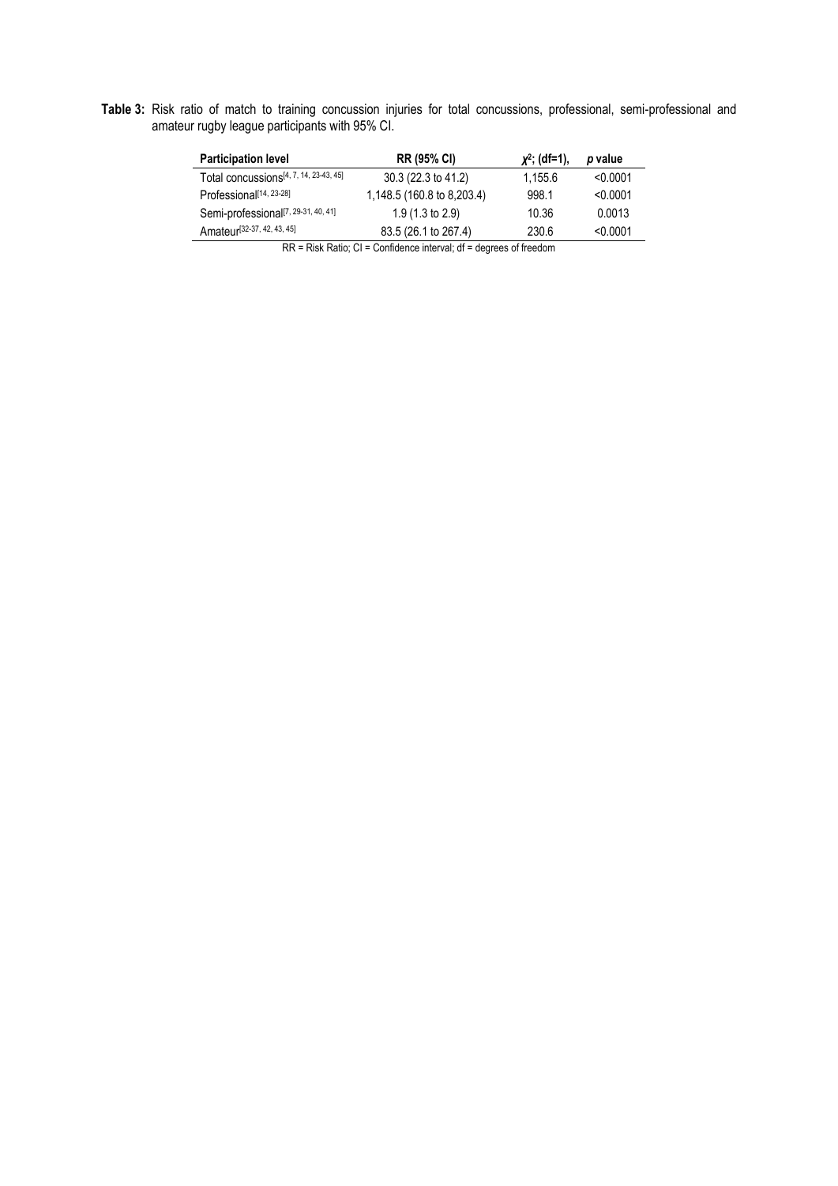**Table 3:** Risk ratio of match to training concussion injuries for total concussions, professional, semi-professional and amateur rugby league participants with 95% CI.

| Participation level | RR (95% CI) | $\chi^2$; (df=1), | *p* value |
|---|---|---|---|
| Total concussions[4, 7, 14, 23-43, 45] | 30.3 (22.3 to 41.2) | 1,155.6 | <0.0001 |
| Professional[14, 23-28] | 1,148.5 (160.8 to 8,203.4) | 998.1 | <0.0001 |
| Semi-professional[7, 29-31, 40, 41] | 1.9 (1.3 to 2.9) | 10.36 | 0.0013 |
| Amateur[32-37, 42, 43, 45] | 83.5 (26.1 to 267.4) | 230.6 | <0.0001 |

RR = Risk Ratio; CI = Confidence interval; df = degrees of freedom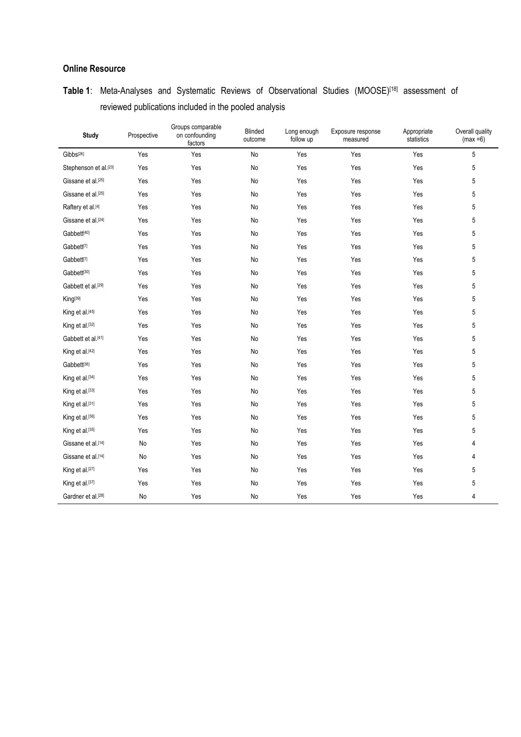**Online Resource**

**Table 1**: Meta-Analyses and Systematic Reviews of Observational Studies (MOOSE)[18] assessment of reviewed publications included in the pooled analysis

| Study | Prospective | Groups comparable on confounding factors | Blinded outcome | Long enough follow up | Exposure response measured | Appropriate statistics | Overall quality (max =6) |
|---|---|---|---|---|---|---|---|
| Gibbs[26] | Yes | Yes | No | Yes | Yes | Yes | 5 |
| Stephenson et al.[23] | Yes | Yes | No | Yes | Yes | Yes | 5 |
| Gissane et al.[25] | Yes | Yes | No | Yes | Yes | Yes | 5 |
| Gissane et al.[25] | Yes | Yes | No | Yes | Yes | Yes | 5 |
| Raftery et al.[4] | Yes | Yes | No | Yes | Yes | Yes | 5 |
| Gissane et al.[24] | Yes | Yes | No | Yes | Yes | Yes | 5 |
| Gabbett[40] | Yes | Yes | No | Yes | Yes | Yes | 5 |
| Gabbett[7] | Yes | Yes | No | Yes | Yes | Yes | 5 |
| Gabbett[7] | Yes | Yes | No | Yes | Yes | Yes | 5 |
| Gabbett[30] | Yes | Yes | No | Yes | Yes | Yes | 5 |
| Gabbett et al.[29] | Yes | Yes | No | Yes | Yes | Yes | 5 |
| King[39] | Yes | Yes | No | Yes | Yes | Yes | 5 |
| King et al.[45] | Yes | Yes | No | Yes | Yes | Yes | 5 |
| King et al.[32] | Yes | Yes | No | Yes | Yes | Yes | 5 |
| Gabbett et al.[41] | Yes | Yes | No | Yes | Yes | Yes | 5 |
| King et al.[42] | Yes | Yes | No | Yes | Yes | Yes | 5 |
| Gabbett[38] | Yes | Yes | No | Yes | Yes | Yes | 5 |
| King et al.[34] | Yes | Yes | No | Yes | Yes | Yes | 5 |
| King et al.[33] | Yes | Yes | No | Yes | Yes | Yes | 5 |
| King et al.[31] | Yes | Yes | No | Yes | Yes | Yes | 5 |
| King et al.[36] | Yes | Yes | No | Yes | Yes | Yes | 5 |
| King et al.[35] | Yes | Yes | No | Yes | Yes | Yes | 5 |
| Gissane et al.[14] | No | Yes | No | Yes | Yes | Yes | 4 |
| Gissane et al.[14] | No | Yes | No | Yes | Yes | Yes | 4 |
| King et al.[27] | Yes | Yes | No | Yes | Yes | Yes | 5 |
| King et al.[37] | Yes | Yes | No | Yes | Yes | Yes | 5 |
| Gardner et al.[28] | No | Yes | No | Yes | Yes | Yes | 4 |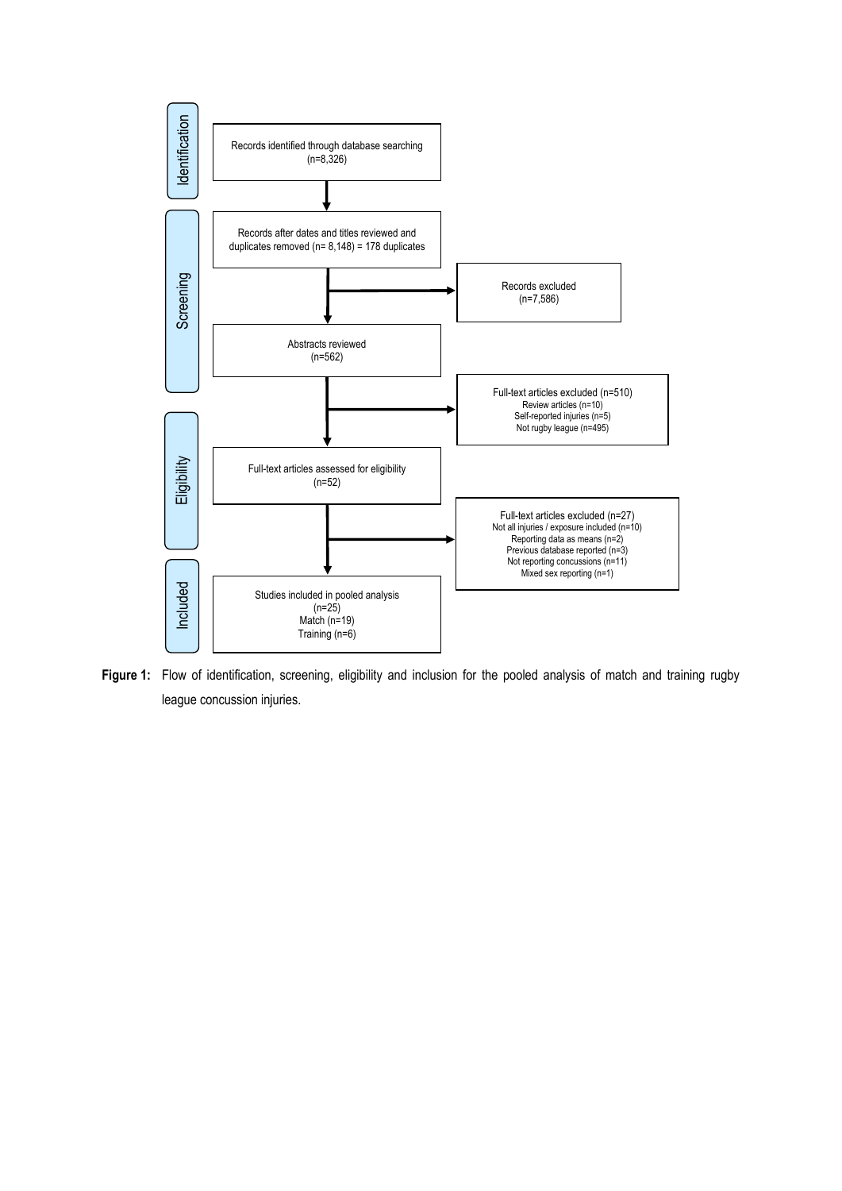Identification

Records identified through database searching
(n=8,326)

Screening

Records after dates and titles reviewed and duplicates removed (n= 8,148) = 178 duplicates

Records excluded
(n=7,586)

Abstracts reviewed
(n=562)

Full-text articles excluded (n=510)
Review articles (n=10)
Self-reported injuries (n=5)
Not rugby league (n=495)

Eligibility

Full-text articles assessed for eligibility
(n=52)

Full-text articles excluded (n=27)
Not all injuries / exposure included (n=10)
Reporting data as means (n=2)
Previous database reported (n=3)
Not reporting concussions (n=11)
Mixed sex reporting (n=1)

Included

Studies included in pooled analysis
(n=25)
Match (n=19)
Training (n=6)

**Figure 1:** Flow of identification, screening, eligibility and inclusion for the pooled analysis of match and training rugby league concussion injuries.